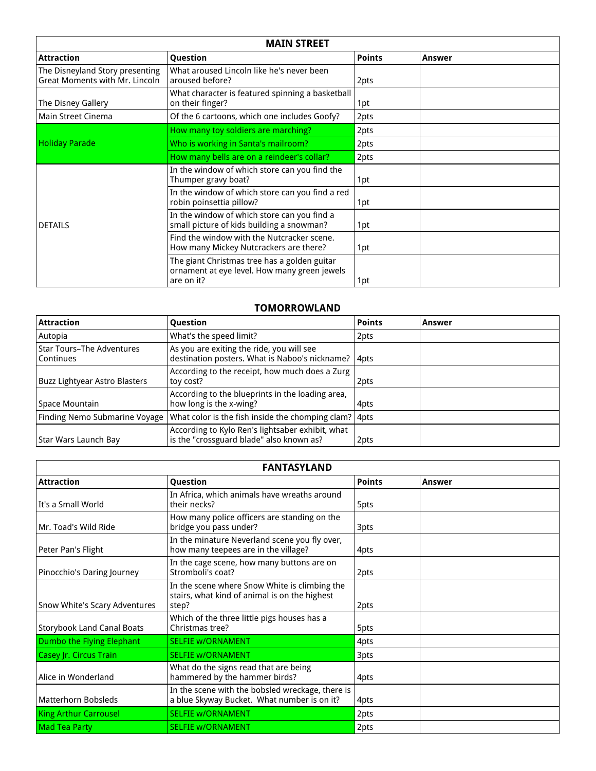## MAIN STREET

| Attraction | Question | Points | Answer |
|---|---|---|---|
| The Disneyland Story presenting Great Moments with Mr. Lincoln | What aroused Lincoln like he's never been aroused before? | 2pts | |
| The Disney Gallery | What character is featured spinning a basketball on their finger? | 1pt | |
| Main Street Cinema | Of the 6 cartoons, which one includes Goofy? | 2pts | |
| Holiday Parade | How many toy soldiers are marching? | 2pts | |
| | Who is working in Santa's mailroom? | 2pts | |
| | How many bells are on a reindeer's collar? | 2pts | |
| DETAILS | In the window of which store can you find the Thumper gravy boat? | 1pt | |
| | In the window of which store can you find a red robin poinsettia pillow? | 1pt | |
| | In the window of which store can you find a small picture of kids building a snowman? | 1pt | |
| | Find the window with the Nutcracker scene. How many Mickey Nutcrackers are there? | 1pt | |
| | The giant Christmas tree has a golden guitar ornament at eye level. How many green jewels are on it? | 1pt | |

## TOMORROWLAND

| Attraction | Question | Points | Answer |
|---|---|---|---|
| Autopia | What's the speed limit? | 2pts | |
| Star Tours–The Adventures Continues | As you are exiting the ride, you will see destination posters. What is Naboo's nickname? | 4pts | |
| Buzz Lightyear Astro Blasters | According to the receipt, how much does a Zurg toy cost? | 2pts | |
| Space Mountain | According to the blueprints in the loading area, how long is the x-wing? | 4pts | |
| Finding Nemo Submarine Voyage | What color is the fish inside the chomping clam? | 4pts | |
| Star Wars Launch Bay | According to Kylo Ren's lightsaber exhibit, what is the "crossguard blade" also known as? | 2pts | |

## FANTASYLAND

| Attraction | Question | Points | Answer |
|---|---|---|---|
| It's a Small World | In Africa, which animals have wreaths around their necks? | 5pts | |
| Mr. Toad's Wild Ride | How many police officers are standing on the bridge you pass under? | 3pts | |
| Peter Pan's Flight | In the minature Neverland scene you fly over, how many teepees are in the village? | 4pts | |
| Pinocchio's Daring Journey | In the cage scene, how many buttons are on Stromboli's coat? | 2pts | |
| Snow White's Scary Adventures | In the scene where Snow White is climbing the stairs, what kind of animal is on the highest step? | 2pts | |
| Storybook Land Canal Boats | Which of the three little pigs houses has a Christmas tree? | 5pts | |
| Dumbo the Flying Elephant | SELFIE w/ORNAMENT | 4pts | |
| Casey Jr. Circus Train | SELFIE w/ORNAMENT | 3pts | |
| Alice in Wonderland | What do the signs read that are being hammered by the hammer birds? | 4pts | |
| Matterhorn Bobsleds | In the scene with the bobsled wreckage, there is a blue Skyway Bucket. What number is on it? | 4pts | |
| King Arthur Carrousel | SELFIE w/ORNAMENT | 2pts | |
| Mad Tea Party | SELFIE w/ORNAMENT | 2pts | |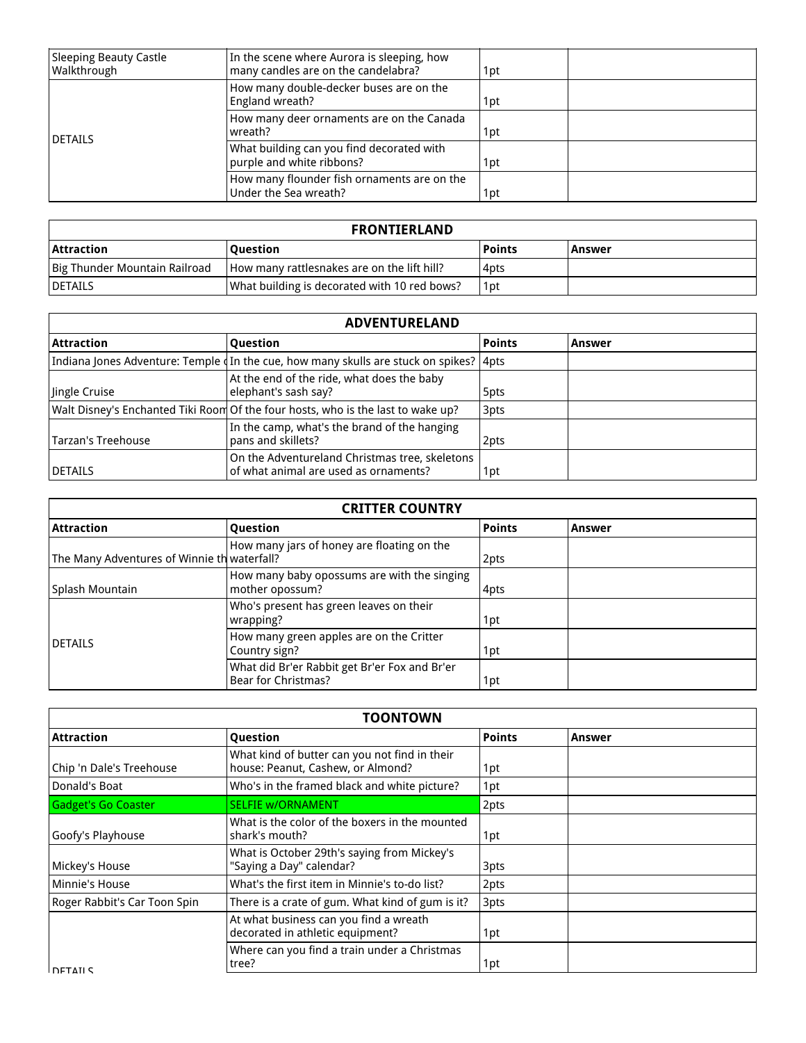| Sleeping Beauty Castle Walkthrough | In the scene where Aurora is sleeping, how many candles are on the candelabra? | 1pt | |
|---|---|---|---|
| DETAILS | How many double-decker buses are on the England wreath? | 1pt | |
| | How many deer ornaments are on the Canada wreath? | 1pt | |
| | What building can you find decorated with purple and white ribbons? | 1pt | |
| | How many flounder fish ornaments are on the Under the Sea wreath? | 1pt | |

| **FRONTIERLAND** | | | |
|---|---|---|---|
| **Attraction** | **Question** | **Points** | **Answer** |
| Big Thunder Mountain Railroad | How many rattlesnakes are on the lift hill? | 4pts | |
| DETAILS | What building is decorated with 10 red bows? | 1pt | |

| **ADVENTURELAND** | | | |
|---|---|---|---|
| **Attraction** | **Question** | **Points** | **Answer** |
| Indiana Jones Adventure: Temple o | In the cue, how many skulls are stuck on spikes? | 4pts | |
| Jingle Cruise | At the end of the ride, what does the baby elephant's sash say? | 5pts | |
| Walt Disney's Enchanted Tiki Room | Of the four hosts, who is the last to wake up? | 3pts | |
| Tarzan's Treehouse | In the camp, what's the brand of the hanging pans and skillets? | 2pts | |
| DETAILS | On the Adventureland Christmas tree, skeletons of what animal are used as ornaments? | 1pt | |

| **CRITTER COUNTRY** | | | |
|---|---|---|---|
| **Attraction** | **Question** | **Points** | **Answer** |
| The Many Adventures of Winnie th | How many jars of honey are floating on the waterfall? | 2pts | |
| Splash Mountain | How many baby opossums are with the singing mother opossum? | 4pts | |
| DETAILS | Who's present has green leaves on their wrapping? | 1pt | |
| | How many green apples are on the Critter Country sign? | 1pt | |
| | What did Br'er Rabbit get Br'er Fox and Br'er Bear for Christmas? | 1pt | |

| **TOONTOWN** | | | |
|---|---|---|---|
| **Attraction** | **Question** | **Points** | **Answer** |
| Chip 'n Dale's Treehouse | What kind of butter can you not find in their house: Peanut, Cashew, or Almond? | 1pt | |
| Donald's Boat | Who's in the framed black and white picture? | 1pt | |
| Gadget's Go Coaster | SELFIE w/ORNAMENT | 2pts | |
| Goofy's Playhouse | What is the color of the boxers in the mounted shark's mouth? | 1pt | |
| Mickey's House | What is October 29th's saying from Mickey's "Saying a Day" calendar? | 3pts | |
| Minnie's House | What's the first item in Minnie's to-do list? | 2pts | |
| Roger Rabbit's Car Toon Spin | There is a crate of gum. What kind of gum is it? | 3pts | |
| DETAILS | At what business can you find a wreath decorated in athletic equipment? | 1pt | |
| | Where can you find a train under a Christmas tree? | 1pt | |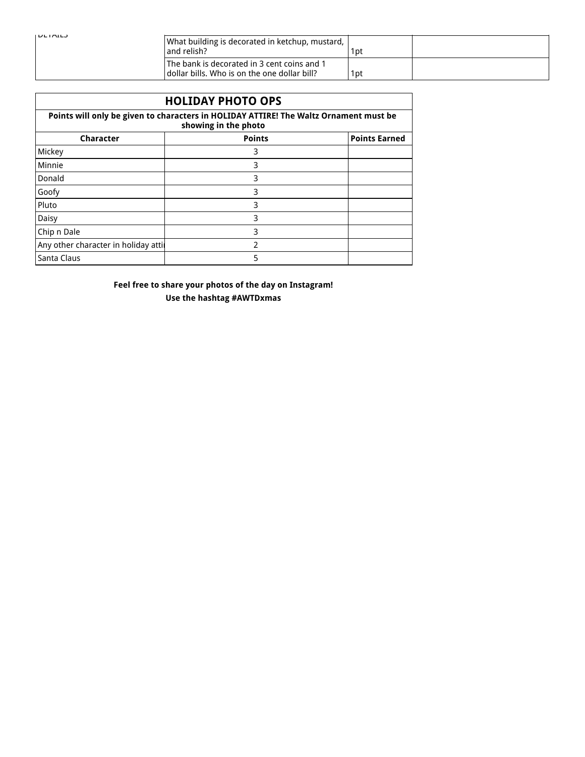| | | | |
|---|---|---|---|
| DETAILS | What building is decorated in ketchup, mustard, and relish? | 1pt | |
| | The bank is decorated in 3 cent coins and 1 dollar bills. Who is on the one dollar bill? | 1pt | |

| HOLIDAY PHOTO OPS | | |
|---|---|---|
| **Points will only be given to characters in HOLIDAY ATTIRE! The Waltz Ornament must be showing in the photo** | | |
| **Character** | **Points** | **Points Earned** |
| Mickey | 3 | |
| Minnie | 3 | |
| Donald | 3 | |
| Goofy | 3 | |
| Pluto | 3 | |
| Daisy | 3 | |
| Chip n Dale | 3 | |
| Any other character in holiday atti | 2 | |
| Santa Claus | 5 | |

**Feel free to share your photos of the day on Instagram!**

**Use the hashtag #AWTDxmas**